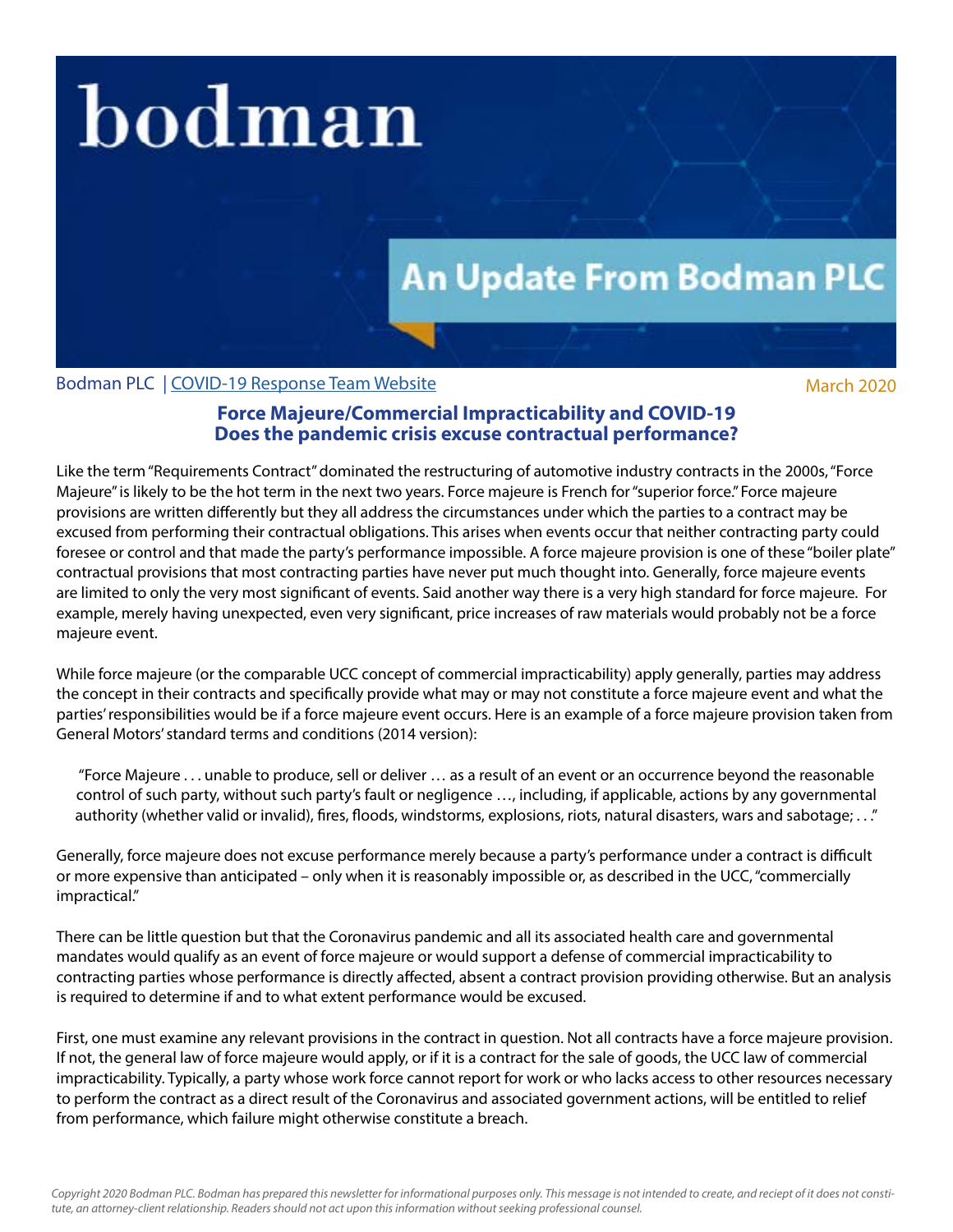# bodman

## An Update From Bodman PLC

Bodman PLC | COVID-19 Response Team Website

March 2020

### Force Majeure/Commercial Impracticability and COVID-19
### Does the pandemic crisis excuse contractual performance?

Like the term "Requirements Contract" dominated the restructuring of automotive industry contracts in the 2000s, "Force Majeure" is likely to be the hot term in the next two years. Force majeure is French for "superior force." Force majeure provisions are written differently but they all address the circumstances under which the parties to a contract may be excused from performing their contractual obligations. This arises when events occur that neither contracting party could foresee or control and that made the party's performance impossible. A force majeure provision is one of these "boiler plate" contractual provisions that most contracting parties have never put much thought into. Generally, force majeure events are limited to only the very most significant of events. Said another way there is a very high standard for force majeure. For example, merely having unexpected, even very significant, price increases of raw materials would probably not be a force majeure event.

While force majeure (or the comparable UCC concept of commercial impracticability) apply generally, parties may address the concept in their contracts and specifically provide what may or may not constitute a force majeure event and what the parties' responsibilities would be if a force majeure event occurs. Here is an example of a force majeure provision taken from General Motors' standard terms and conditions (2014 version):

> "Force Majeure . . . unable to produce, sell or deliver … as a result of an event or an occurrence beyond the reasonable control of such party, without such party's fault or negligence …, including, if applicable, actions by any governmental authority (whether valid or invalid), fires, floods, windstorms, explosions, riots, natural disasters, wars and sabotage; . . ."

Generally, force majeure does not excuse performance merely because a party's performance under a contract is difficult or more expensive than anticipated – only when it is reasonably impossible or, as described in the UCC, "commercially impractical."

There can be little question but that the Coronavirus pandemic and all its associated health care and governmental mandates would qualify as an event of force majeure or would support a defense of commercial impracticability to contracting parties whose performance is directly affected, absent a contract provision providing otherwise. But an analysis is required to determine if and to what extent performance would be excused.

First, one must examine any relevant provisions in the contract in question. Not all contracts have a force majeure provision. If not, the general law of force majeure would apply, or if it is a contract for the sale of goods, the UCC law of commercial impracticability. Typically, a party whose work force cannot report for work or who lacks access to other resources necessary to perform the contract as a direct result of the Coronavirus and associated government actions, will be entitled to relief from performance, which failure might otherwise constitute a breach.

*Copyright 2020 Bodman PLC. Bodman has prepared this newsletter for informational purposes only. This message is not intended to create, and reciept of it does not constitute, an attorney-client relationship. Readers should not act upon this information without seeking professional counsel.*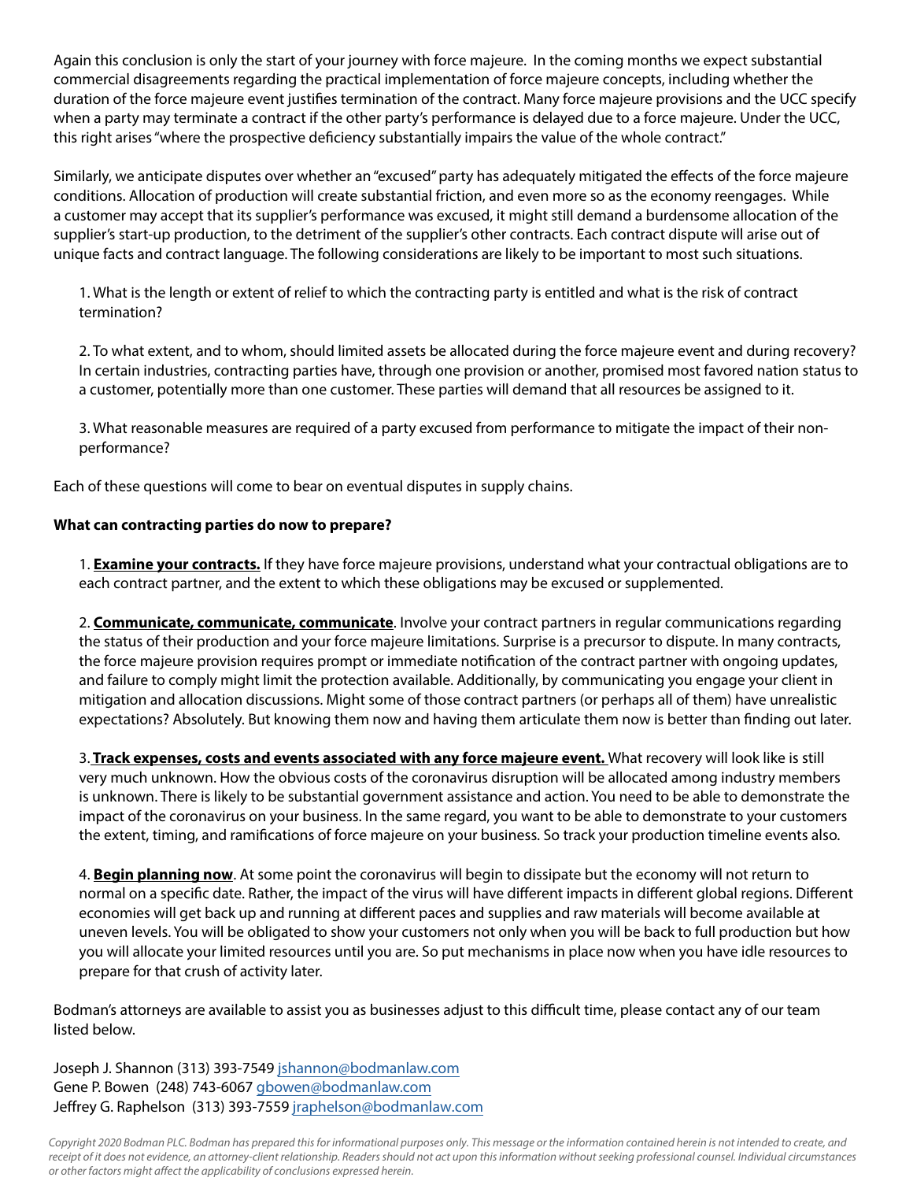Again this conclusion is only the start of your journey with force majeure. In the coming months we expect substantial commercial disagreements regarding the practical implementation of force majeure concepts, including whether the duration of the force majeure event justifies termination of the contract. Many force majeure provisions and the UCC specify when a party may terminate a contract if the other party's performance is delayed due to a force majeure. Under the UCC, this right arises "where the prospective deficiency substantially impairs the value of the whole contract."

Similarly, we anticipate disputes over whether an "excused" party has adequately mitigated the effects of the force majeure conditions. Allocation of production will create substantial friction, and even more so as the economy reengages. While a customer may accept that its supplier's performance was excused, it might still demand a burdensome allocation of the supplier's start-up production, to the detriment of the supplier's other contracts. Each contract dispute will arise out of unique facts and contract language. The following considerations are likely to be important to most such situations.

1. What is the length or extent of relief to which the contracting party is entitled and what is the risk of contract termination?

2. To what extent, and to whom, should limited assets be allocated during the force majeure event and during recovery? In certain industries, contracting parties have, through one provision or another, promised most favored nation status to a customer, potentially more than one customer. These parties will demand that all resources be assigned to it.

3. What reasonable measures are required of a party excused from performance to mitigate the impact of their non-performance?

Each of these questions will come to bear on eventual disputes in supply chains.

**What can contracting parties do now to prepare?**

1. **Examine your contracts.** If they have force majeure provisions, understand what your contractual obligations are to each contract partner, and the extent to which these obligations may be excused or supplemented.

2. **Communicate, communicate, communicate**. Involve your contract partners in regular communications regarding the status of their production and your force majeure limitations. Surprise is a precursor to dispute. In many contracts, the force majeure provision requires prompt or immediate notification of the contract partner with ongoing updates, and failure to comply might limit the protection available. Additionally, by communicating you engage your client in mitigation and allocation discussions. Might some of those contract partners (or perhaps all of them) have unrealistic expectations? Absolutely. But knowing them now and having them articulate them now is better than finding out later.

3. **Track expenses, costs and events associated with any force majeure event.** What recovery will look like is still very much unknown. How the obvious costs of the coronavirus disruption will be allocated among industry members is unknown. There is likely to be substantial government assistance and action. You need to be able to demonstrate the impact of the coronavirus on your business. In the same regard, you want to be able to demonstrate to your customers the extent, timing, and ramifications of force majeure on your business. So track your production timeline events also.

4. **Begin planning now**. At some point the coronavirus will begin to dissipate but the economy will not return to normal on a specific date. Rather, the impact of the virus will have different impacts in different global regions. Different economies will get back up and running at different paces and supplies and raw materials will become available at uneven levels. You will be obligated to show your customers not only when you will be back to full production but how you will allocate your limited resources until you are. So put mechanisms in place now when you have idle resources to prepare for that crush of activity later.

Bodman's attorneys are available to assist you as businesses adjust to this difficult time, please contact any of our team listed below.

Joseph J. Shannon (313) 393-7549 jshannon@bodmanlaw.com
Gene P. Bowen (248) 743-6067 gbowen@bodmanlaw.com
Jeffrey G. Raphelson (313) 393-7559 jraphelson@bodmanlaw.com

*Copyright 2020 Bodman PLC. Bodman has prepared this for informational purposes only. This message or the information contained herein is not intended to create, and receipt of it does not evidence, an attorney-client relationship. Readers should not act upon this information without seeking professional counsel. Individual circumstances or other factors might affect the applicability of conclusions expressed herein.*